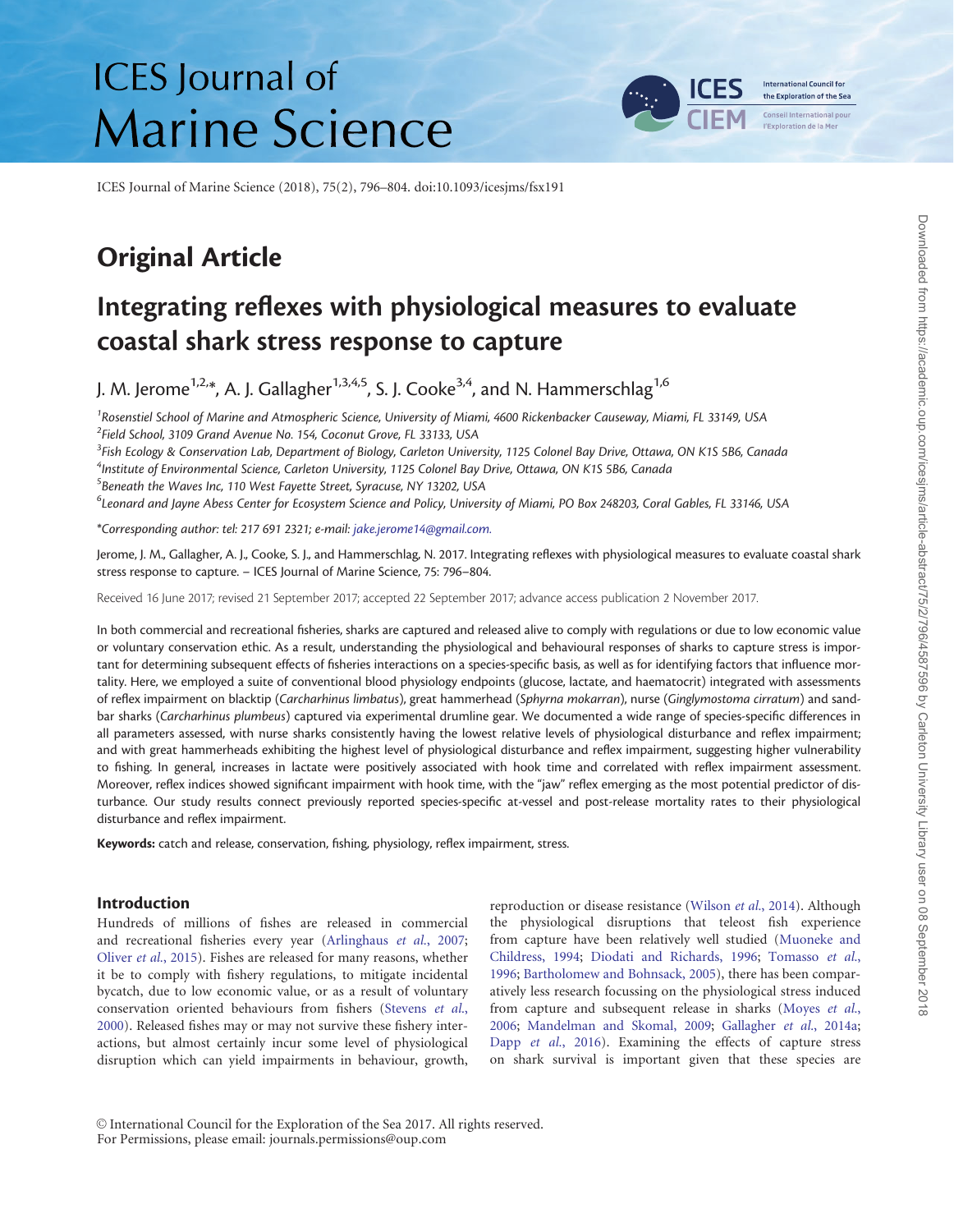ICES Journal of Marine Science (2018), 75(2), 796–804. doi:10.1093/icesjms/fsx191

## Original Article

# Integrating reflexes with physiological measures to evaluate coastal shark stress response to capture

J. M. Jerome[1,2,*], A. J. Gallagher[1,3,4,5], S. J. Cooke[3,4], and N. Hammerschlag[1,6]

[1]Rosenstiel School of Marine and Atmospheric Science, University of Miami, 4600 Rickenbacker Causeway, Miami, FL 33149, USA
[2]Field School, 3109 Grand Avenue No. 154, Coconut Grove, FL 33133, USA
[3]Fish Ecology & Conservation Lab, Department of Biology, Carleton University, 1125 Colonel Bay Drive, Ottawa, ON K1S 5B6, Canada
[4]Institute of Environmental Science, Carleton University, 1125 Colonel Bay Drive, Ottawa, ON K1S 5B6, Canada
[5]Beneath the Waves Inc, 110 West Fayette Street, Syracuse, NY 13202, USA
[6]Leonard and Jayne Abess Center for Ecosystem Science and Policy, University of Miami, PO Box 248203, Coral Gables, FL 33146, USA

*Corresponding author: tel: 217 691 2321; e-mail: jake.jerome14@gmail.com.

Jerome, J. M., Gallagher, A. J., Cooke, S. J., and Hammerschlag, N. 2017. Integrating reflexes with physiological measures to evaluate coastal shark stress response to capture. – ICES Journal of Marine Science, 75: 796–804.

Received 16 June 2017; revised 21 September 2017; accepted 22 September 2017; advance access publication 2 November 2017.

In both commercial and recreational fisheries, sharks are captured and released alive to comply with regulations or due to low economic value or voluntary conservation ethic. As a result, understanding the physiological and behavioural responses of sharks to capture stress is important for determining subsequent effects of fisheries interactions on a species-specific basis, as well as for identifying factors that influence mortality. Here, we employed a suite of conventional blood physiology endpoints (glucose, lactate, and haematocrit) integrated with assessments of reflex impairment on blacktip (*Carcharhinus limbatus*), great hammerhead (*Sphyrna mokarran*), nurse (*Ginglymostoma cirratum*) and sandbar sharks (*Carcharhinus plumbeus*) captured via experimental drumline gear. We documented a wide range of species-specific differences in all parameters assessed, with nurse sharks consistently having the lowest relative levels of physiological disturbance and reflex impairment; and with great hammerheads exhibiting the highest level of physiological disturbance and reflex impairment, suggesting higher vulnerability to fishing. In general, increases in lactate were positively associated with hook time and correlated with reflex impairment assessment. Moreover, reflex indices showed significant impairment with hook time, with the "jaw" reflex emerging as the most potential predictor of disturbance. Our study results connect previously reported species-specific at-vessel and post-release mortality rates to their physiological disturbance and reflex impairment.

**Keywords:** catch and release, conservation, fishing, physiology, reflex impairment, stress.

## Introduction

Hundreds of millions of fishes are released in commercial and recreational fisheries every year (Arlinghaus *et al.*, 2007; Oliver *et al.*, 2015). Fishes are released for many reasons, whether it be to comply with fishery regulations, to mitigate incidental bycatch, due to low economic value, or as a result of voluntary conservation oriented behaviours from fishers (Stevens *et al.*, 2000). Released fishes may or may not survive these fishery interactions, but almost certainly incur some level of physiological disruption which can yield impairments in behaviour, growth, reproduction or disease resistance (Wilson *et al.*, 2014). Although the physiological disruptions that teleost fish experience from capture have been relatively well studied (Muoneke and Childress, 1994; Diodati and Richards, 1996; Tomasso *et al.*, 1996; Bartholomew and Bohnsack, 2005), there has been comparatively less research focussing on the physiological stress induced from capture and subsequent release in sharks (Moyes *et al.*, 2006; Mandelman and Skomal, 2009; Gallagher *et al.*, 2014a; Dapp *et al.*, 2016). Examining the effects of capture stress on shark survival is important given that these species are

© International Council for the Exploration of the Sea 2017. All rights reserved.
For Permissions, please email: journals.permissions@oup.com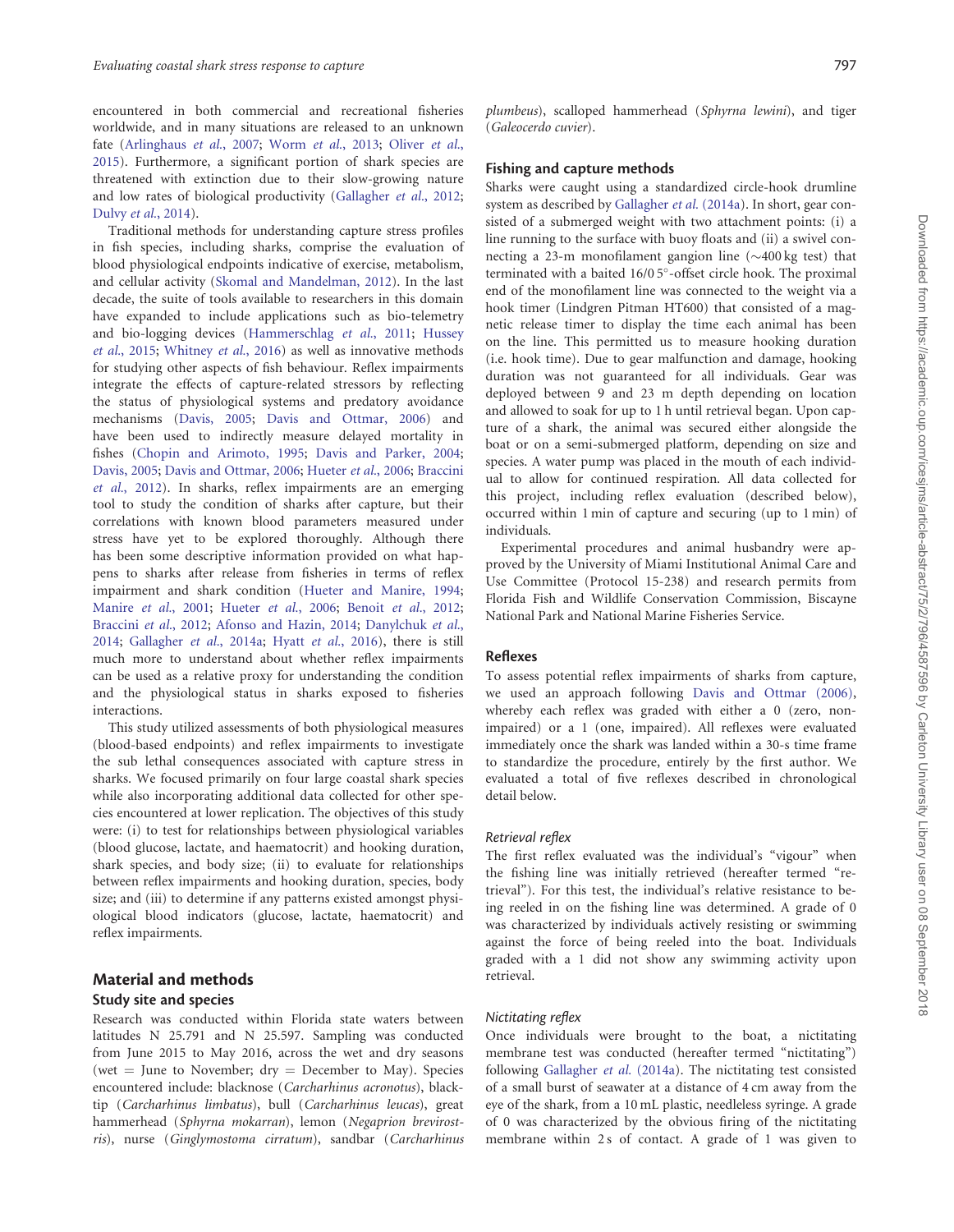encountered in both commercial and recreational fisheries worldwide, and in many situations are released to an unknown fate (Arlinghaus *et al.*, 2007; Worm *et al.*, 2013; Oliver *et al.*, 2015). Furthermore, a significant portion of shark species are threatened with extinction due to their slow-growing nature and low rates of biological productivity (Gallagher *et al.*, 2012; Dulvy *et al.*, 2014).

Traditional methods for understanding capture stress profiles in fish species, including sharks, comprise the evaluation of blood physiological endpoints indicative of exercise, metabolism, and cellular activity (Skomal and Mandelman, 2012). In the last decade, the suite of tools available to researchers in this domain have expanded to include applications such as bio-telemetry and bio-logging devices (Hammerschlag *et al.*, 2011; Hussey *et al.*, 2015; Whitney *et al.*, 2016) as well as innovative methods for studying other aspects of fish behaviour. Reflex impairments integrate the effects of capture-related stressors by reflecting the status of physiological systems and predatory avoidance mechanisms (Davis, 2005; Davis and Ottmar, 2006) and have been used to indirectly measure delayed mortality in fishes (Chopin and Arimoto, 1995; Davis and Parker, 2004; Davis, 2005; Davis and Ottmar, 2006; Hueter *et al.*, 2006; Braccini *et al.*, 2012). In sharks, reflex impairments are an emerging tool to study the condition of sharks after capture, but their correlations with known blood parameters measured under stress have yet to be explored thoroughly. Although there has been some descriptive information provided on what happens to sharks after release from fisheries in terms of reflex impairment and shark condition (Hueter and Manire, 1994; Manire *et al.*, 2001; Hueter *et al.*, 2006; Benoit *et al.*, 2012; Braccini *et al.*, 2012; Afonso and Hazin, 2014; Danylchuk *et al.*, 2014; Gallagher *et al.*, 2014a; Hyatt *et al.*, 2016), there is still much more to understand about whether reflex impairments can be used as a relative proxy for understanding the condition and the physiological status in sharks exposed to fisheries interactions.

This study utilized assessments of both physiological measures (blood-based endpoints) and reflex impairments to investigate the sub lethal consequences associated with capture stress in sharks. We focused primarily on four large coastal shark species while also incorporating additional data collected for other species encountered at lower replication. The objectives of this study were: (i) to test for relationships between physiological variables (blood glucose, lactate, and haematocrit) and hooking duration, shark species, and body size; (ii) to evaluate for relationships between reflex impairments and hooking duration, species, body size; and (iii) to determine if any patterns existed amongst physiological blood indicators (glucose, lactate, haematocrit) and reflex impairments.

## Material and methods

### Study site and species

Research was conducted within Florida state waters between latitudes N 25.791 and N 25.597. Sampling was conducted from June 2015 to May 2016, across the wet and dry seasons (wet = June to November; dry = December to May). Species encountered include: blacknose (*Carcharhinus acronotus*), blacktip (*Carcharhinus limbatus*), bull (*Carcharhinus leucas*), great hammerhead (*Sphyrna mokarran*), lemon (*Negaprion brevirostris*), nurse (*Ginglymostoma cirratum*), sandbar (*Carcharhinus plumbeus*), scalloped hammerhead (*Sphyrna lewini*), and tiger (*Galeocerdo cuvier*).

### Fishing and capture methods

Sharks were caught using a standardized circle-hook drumline system as described by Gallagher *et al.* (2014a). In short, gear consisted of a submerged weight with two attachment points: (i) a line running to the surface with buoy floats and (ii) a swivel connecting a 23-m monofilament gangion line (~400 kg test) that terminated with a baited 16/0 5°-offset circle hook. The proximal end of the monofilament line was connected to the weight via a hook timer (Lindgren Pitman HT600) that consisted of a magnetic release timer to display the time each animal has been on the line. This permitted us to measure hooking duration (i.e. hook time). Due to gear malfunction and damage, hooking duration was not guaranteed for all individuals. Gear was deployed between 9 and 23 m depth depending on location and allowed to soak for up to 1 h until retrieval began. Upon capture of a shark, the animal was secured either alongside the boat or on a semi-submerged platform, depending on size and species. A water pump was placed in the mouth of each individual to allow for continued respiration. All data collected for this project, including reflex evaluation (described below), occurred within 1 min of capture and securing (up to 1 min) of individuals.

Experimental procedures and animal husbandry were approved by the University of Miami Institutional Animal Care and Use Committee (Protocol 15-238) and research permits from Florida Fish and Wildlife Conservation Commission, Biscayne National Park and National Marine Fisheries Service.

### Reflexes

To assess potential reflex impairments of sharks from capture, we used an approach following Davis and Ottmar (2006), whereby each reflex was graded with either a 0 (zero, non-impaired) or a 1 (one, impaired). All reflexes were evaluated immediately once the shark was landed within a 30-s time frame to standardize the procedure, entirely by the first author. We evaluated a total of five reflexes described in chronological detail below.

#### *Retrieval reflex*

The first reflex evaluated was the individual's "vigour" when the fishing line was initially retrieved (hereafter termed "retrieval"). For this test, the individual's relative resistance to being reeled in on the fishing line was determined. A grade of 0 was characterized by individuals actively resisting or swimming against the force of being reeled into the boat. Individuals graded with a 1 did not show any swimming activity upon retrieval.

#### *Nictitating reflex*

Once individuals were brought to the boat, a nictitating membrane test was conducted (hereafter termed "nictitating") following Gallagher *et al.* (2014a). The nictitating test consisted of a small burst of seawater at a distance of 4 cm away from the eye of the shark, from a 10 mL plastic, needleless syringe. A grade of 0 was characterized by the obvious firing of the nictitating membrane within 2 s of contact. A grade of 1 was given to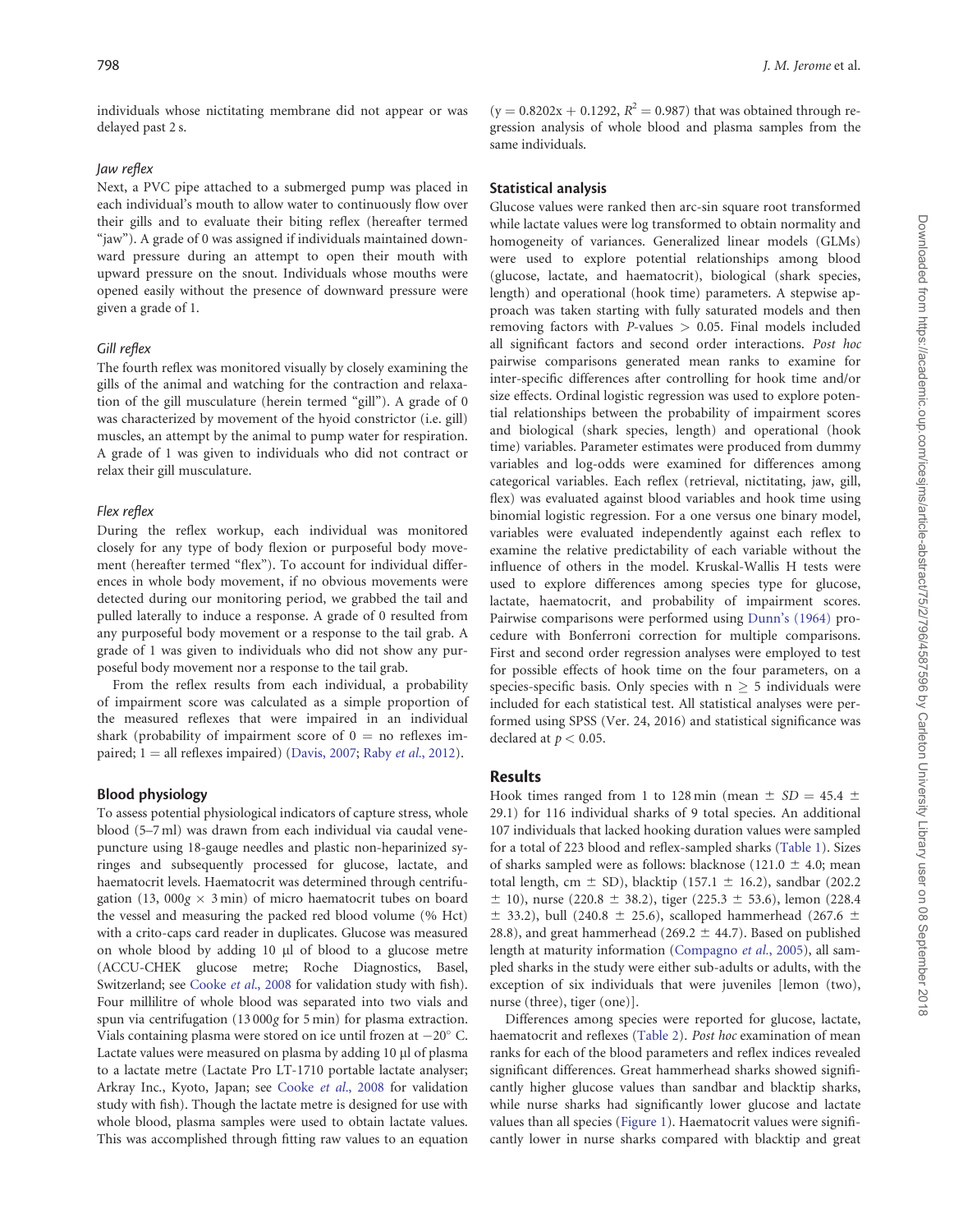individuals whose nictitating membrane did not appear or was delayed past 2 s.

### Jaw reflex

Next, a PVC pipe attached to a submerged pump was placed in each individual's mouth to allow water to continuously flow over their gills and to evaluate their biting reflex (hereafter termed "jaw"). A grade of 0 was assigned if individuals maintained downward pressure during an attempt to open their mouth with upward pressure on the snout. Individuals whose mouths were opened easily without the presence of downward pressure were given a grade of 1.

### Gill reflex

The fourth reflex was monitored visually by closely examining the gills of the animal and watching for the contraction and relaxation of the gill musculature (herein termed "gill"). A grade of 0 was characterized by movement of the hyoid constrictor (i.e. gill) muscles, an attempt by the animal to pump water for respiration. A grade of 1 was given to individuals who did not contract or relax their gill musculature.

### Flex reflex

During the reflex workup, each individual was monitored closely for any type of body flexion or purposeful body movement (hereafter termed "flex"). To account for individual differences in whole body movement, if no obvious movements were detected during our monitoring period, we grabbed the tail and pulled laterally to induce a response. A grade of 0 resulted from any purposeful body movement or a response to the tail grab. A grade of 1 was given to individuals who did not show any purposeful body movement nor a response to the tail grab.

From the reflex results from each individual, a probability of impairment score was calculated as a simple proportion of the measured reflexes that were impaired in an individual shark (probability of impairment score of 0 = no reflexes impaired; 1 = all reflexes impaired) (Davis, 2007; Raby *et al.*, 2012).

## Blood physiology

To assess potential physiological indicators of capture stress, whole blood (5–7 ml) was drawn from each individual via caudal venepuncture using 18-gauge needles and plastic non-heparinized syringes and subsequently processed for glucose, lactate, and haematocrit levels. Haematocrit was determined through centrifugation (13, 000*g* × 3 min) of micro haematocrit tubes on board the vessel and measuring the packed red blood volume (% Hct) with a crito-caps card reader in duplicates. Glucose was measured on whole blood by adding 10 µl of blood to a glucose metre (ACCU-CHEK glucose metre; Roche Diagnostics, Basel, Switzerland; see Cooke *et al.*, 2008 for validation study with fish). Four millilitre of whole blood was separated into two vials and spun via centrifugation (13 000*g* for 5 min) for plasma extraction. Vials containing plasma were stored on ice until frozen at −20° C. Lactate values were measured on plasma by adding 10 µl of plasma to a lactate metre (Lactate Pro LT-1710 portable lactate analyser; Arkray Inc., Kyoto, Japan; see Cooke *et al.*, 2008 for validation study with fish). Though the lactate metre is designed for use with whole blood, plasma samples were used to obtain lactate values. This was accomplished through fitting raw values to an equation ($y = 0.8202x + 0.1292$, $R^2 = 0.987$) that was obtained through regression analysis of whole blood and plasma samples from the same individuals.

## Statistical analysis

Glucose values were ranked then arc-sin square root transformed while lactate values were log transformed to obtain normality and homogeneity of variances. Generalized linear models (GLMs) were used to explore potential relationships among blood (glucose, lactate, and haematocrit), biological (shark species, length) and operational (hook time) parameters. A stepwise approach was taken starting with fully saturated models and then removing factors with *P*-values > 0.05. Final models included all significant factors and second order interactions. *Post hoc* pairwise comparisons generated mean ranks to examine for inter-specific differences after controlling for hook time and/or size effects. Ordinal logistic regression was used to explore potential relationships between the probability of impairment scores and biological (shark species, length) and operational (hook time) variables. Parameter estimates were produced from dummy variables and log-odds were examined for differences among categorical variables. Each reflex (retrieval, nictitating, jaw, gill, flex) was evaluated against blood variables and hook time using binomial logistic regression. For a one versus one binary model, variables were evaluated independently against each reflex to examine the relative predictability of each variable without the influence of others in the model. Kruskal-Wallis H tests were used to explore differences among species type for glucose, lactate, haematocrit, and probability of impairment score. Pairwise comparisons were performed using Dunn's (1964) procedure with Bonferroni correction for multiple comparisons. First and second order regression analyses were employed to test for possible effects of hook time on the four parameters, on a species-specific basis. Only species with n ≥ 5 individuals were included for each statistical test. All statistical analyses were performed using SPSS (Ver. 24, 2016) and statistical significance was declared at $p < 0.05$.

## Results

Hook times ranged from 1 to 128 min (mean ± *SD* = 45.4 ± 29.1) for 116 individual sharks of 9 total species. An additional 107 individuals that lacked hooking duration values were sampled for a total of 223 blood and reflex-sampled sharks (Table 1). Sizes of sharks sampled were as follows: blacknose (121.0 ± 4.0; mean total length, cm ± SD), blacktip (157.1 ± 16.2), sandbar (202.2 ± 10), nurse (220.8 ± 38.2), tiger (225.3 ± 53.6), lemon (228.4 ± 33.2), bull (240.8 ± 25.6), scalloped hammerhead (267.6 ± 28.8), and great hammerhead (269.2 ± 44.7). Based on published length at maturity information (Compagno *et al.*, 2005), all sampled sharks in the study were either sub-adults or adults, with the exception of six individuals that were juveniles [lemon (two), nurse (three), tiger (one)].

Differences among species were reported for glucose, lactate, haematocrit and reflexes (Table 2). *Post hoc* examination of mean ranks for each of the blood parameters and reflex indices revealed significant differences. Great hammerhead sharks showed significantly higher glucose values than sandbar and blacktip sharks, while nurse sharks had significantly lower glucose and lactate values than all species (Figure 1). Haematocrit values were significantly lower in nurse sharks compared with blacktip and great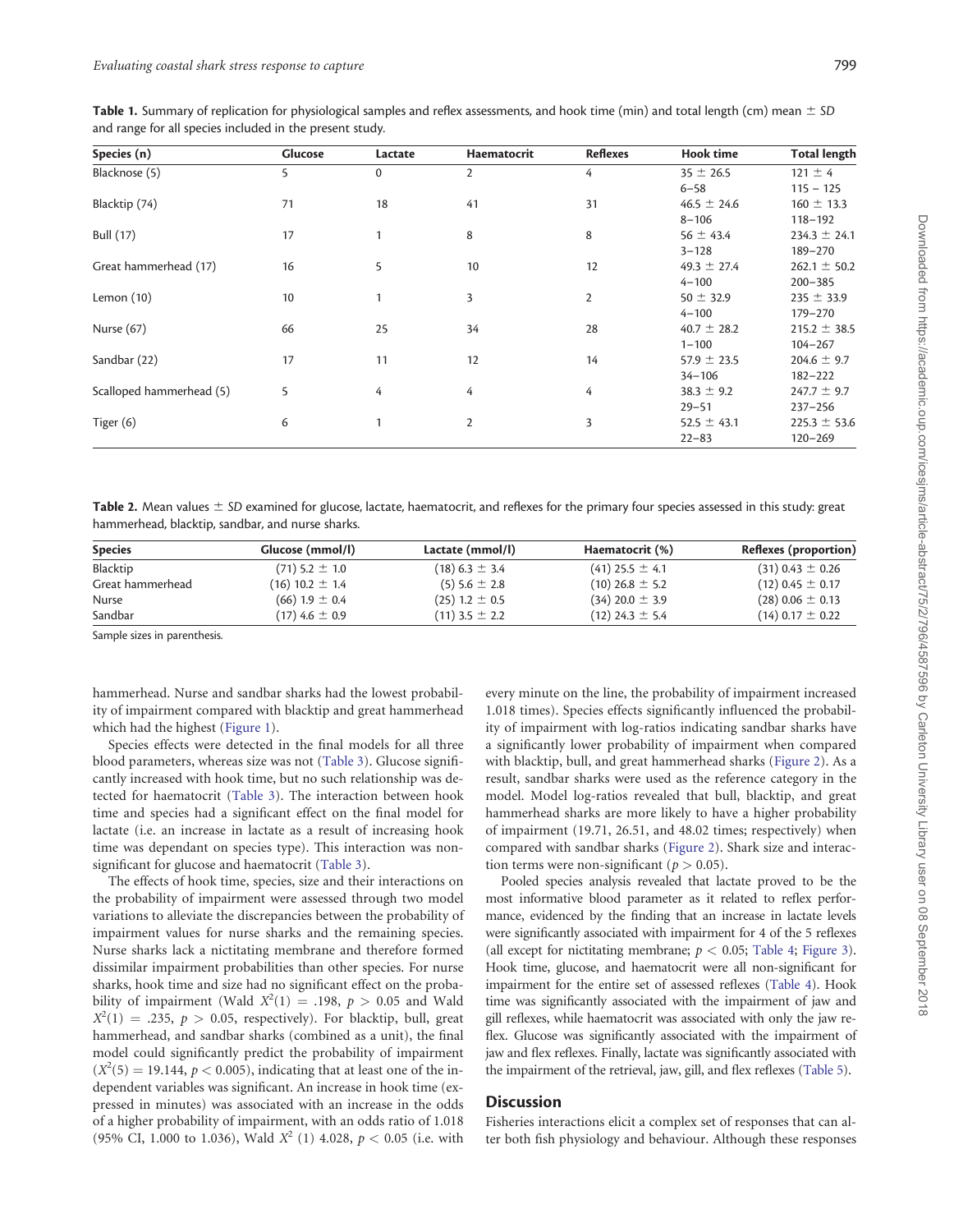**Table 1.** Summary of replication for physiological samples and reflex assessments, and hook time (min) and total length (cm) mean ± *SD* and range for all species included in the present study.

| Species (n) | Glucose | Lactate | Haematocrit | Reflexes | Hook time | Total length |
|---|---|---|---|---|---|---|
| Blacknose (5) | 5 | 0 | 2 | 4 | 35 ± 26.5 | 121 ± 4 |
| | | | | | 6–58 | 115 – 125 |
| Blacktip (74) | 71 | 18 | 41 | 31 | 46.5 ± 24.6 | 160 ± 13.3 |
| | | | | | 8–106 | 118–192 |
| Bull (17) | 17 | 1 | 8 | 8 | 56 ± 43.4 | 234.3 ± 24.1 |
| | | | | | 3–128 | 189–270 |
| Great hammerhead (17) | 16 | 5 | 10 | 12 | 49.3 ± 27.4 | 262.1 ± 50.2 |
| | | | | | 4–100 | 200–385 |
| Lemon (10) | 10 | 1 | 3 | 2 | 50 ± 32.9 | 235 ± 33.9 |
| | | | | | 4–100 | 179–270 |
| Nurse (67) | 66 | 25 | 34 | 28 | 40.7 ± 28.2 | 215.2 ± 38.5 |
| | | | | | 1–100 | 104–267 |
| Sandbar (22) | 17 | 11 | 12 | 14 | 57.9 ± 23.5 | 204.6 ± 9.7 |
| | | | | | 34–106 | 182–222 |
| Scalloped hammerhead (5) | 5 | 4 | 4 | 4 | 38.3 ± 9.2 | 247.7 ± 9.7 |
| | | | | | 29–51 | 237–256 |
| Tiger (6) | 6 | 1 | 2 | 3 | 52.5 ± 43.1 | 225.3 ± 53.6 |
| | | | | | 22–83 | 120–269 |

**Table 2.** Mean values ± *SD* examined for glucose, lactate, haematocrit, and reflexes for the primary four species assessed in this study: great hammerhead, blacktip, sandbar, and nurse sharks.

| Species | Glucose (mmol/l) | Lactate (mmol/l) | Haematocrit (%) | Reflexes (proportion) |
|---|---|---|---|---|
| Blacktip | (71) 5.2 ± 1.0 | (18) 6.3 ± 3.4 | (41) 25.5 ± 4.1 | (31) 0.43 ± 0.26 |
| Great hammerhead | (16) 10.2 ± 1.4 | (5) 5.6 ± 2.8 | (10) 26.8 ± 5.2 | (12) 0.45 ± 0.17 |
| Nurse | (66) 1.9 ± 0.4 | (25) 1.2 ± 0.5 | (34) 20.0 ± 3.9 | (28) 0.06 ± 0.13 |
| Sandbar | (17) 4.6 ± 0.9 | (11) 3.5 ± 2.2 | (12) 24.3 ± 5.4 | (14) 0.17 ± 0.22 |

Sample sizes in parenthesis.

hammerhead. Nurse and sandbar sharks had the lowest probability of impairment compared with blacktip and great hammerhead which had the highest (Figure 1).

Species effects were detected in the final models for all three blood parameters, whereas size was not (Table 3). Glucose significantly increased with hook time, but no such relationship was detected for haematocrit (Table 3). The interaction between hook time and species had a significant effect on the final model for lactate (i.e. an increase in lactate as a result of increasing hook time was dependant on species type). This interaction was non-significant for glucose and haematocrit (Table 3).

The effects of hook time, species, size and their interactions on the probability of impairment were assessed through two model variations to alleviate the discrepancies between the probability of impairment values for nurse sharks and the remaining species. Nurse sharks lack a nictitating membrane and therefore formed dissimilar impairment probabilities than other species. For nurse sharks, hook time and size had no significant effect on the probability of impairment (Wald $X^2(1) = .198$, $p > 0.05$ and Wald $X^2(1) = .235$, $p > 0.05$, respectively). For blacktip, bull, great hammerhead, and sandbar sharks (combined as a unit), the final model could significantly predict the probability of impairment ($X^2(5) = 19.144$, $p < 0.005$), indicating that at least one of the independent variables was significant. An increase in hook time (expressed in minutes) was associated with an increase in the odds of a higher probability of impairment, with an odds ratio of 1.018 (95% CI, 1.000 to 1.036), Wald $X^2$ (1) 4.028, $p < 0.05$ (i.e. with every minute on the line, the probability of impairment increased 1.018 times). Species effects significantly influenced the probability of impairment with log-ratios indicating sandbar sharks have a significantly lower probability of impairment when compared with blacktip, bull, and great hammerhead sharks (Figure 2). As a result, sandbar sharks were used as the reference category in the model. Model log-ratios revealed that bull, blacktip, and great hammerhead sharks are more likely to have a higher probability of impairment (19.71, 26.51, and 48.02 times; respectively) when compared with sandbar sharks (Figure 2). Shark size and interaction terms were non-significant ($p > 0.05$).

Pooled species analysis revealed that lactate proved to be the most informative blood parameter as it related to reflex performance, evidenced by the finding that an increase in lactate levels were significantly associated with impairment for 4 of the 5 reflexes (all except for nictitating membrane; $p < 0.05$; Table 4; Figure 3). Hook time, glucose, and haematocrit were all non-significant for impairment for the entire set of assessed reflexes (Table 4). Hook time was significantly associated with the impairment of jaw and gill reflexes, while haematocrit was associated with only the jaw reflex. Glucose was significantly associated with the impairment of jaw and flex reflexes. Finally, lactate was significantly associated with the impairment of the retrieval, jaw, gill, and flex reflexes (Table 5).

## Discussion

Fisheries interactions elicit a complex set of responses that can alter both fish physiology and behaviour. Although these responses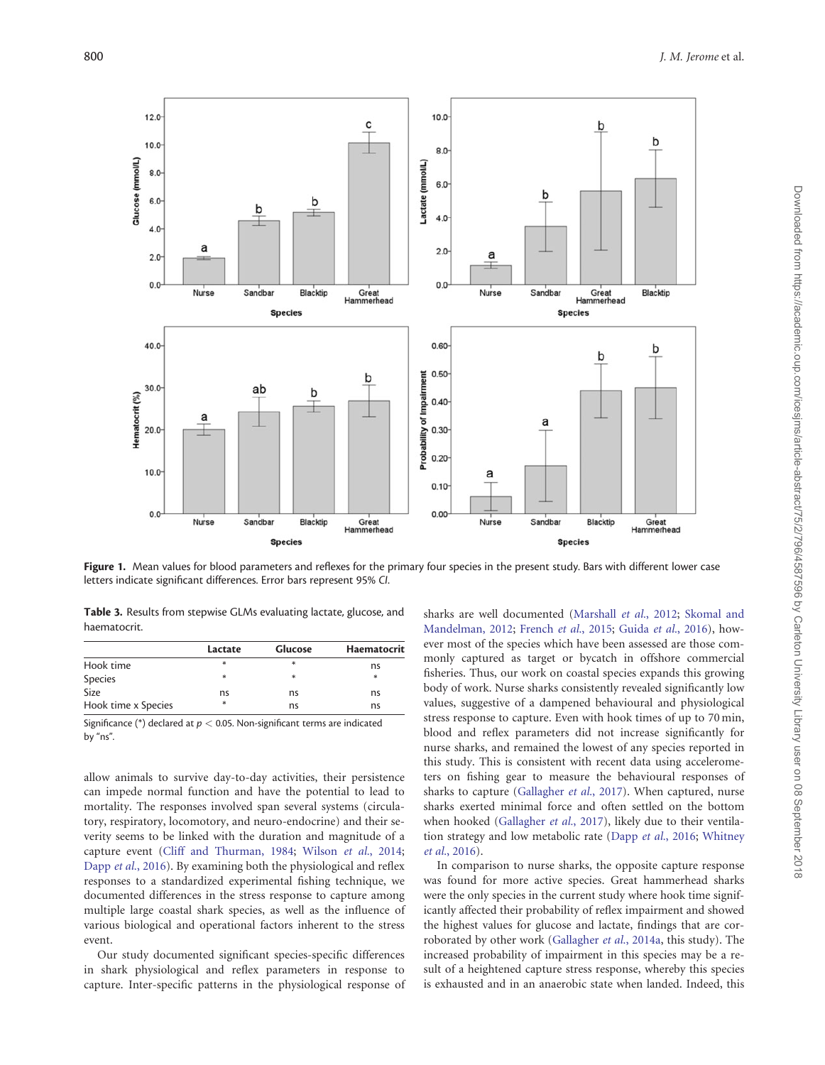**Figure 1.** Mean values for blood parameters and reflexes for the primary four species in the present study. Bars with different lower case letters indicate significant differences. Error bars represent 95% *CI*.

**Table 3.** Results from stepwise GLMs evaluating lactate, glucose, and haematocrit.

| | Lactate | Glucose | Haematocrit |
|---|---|---|---|
| Hook time | * | * | ns |
| Species | * | * | * |
| Size | ns | ns | ns |
| Hook time x Species | * | ns | ns |

Significance (*) declared at $p < 0.05$. Non-significant terms are indicated by "ns".

allow animals to survive day-to-day activities, their persistence can impede normal function and have the potential to lead to mortality. The responses involved span several systems (circulatory, respiratory, locomotory, and neuro-endocrine) and their severity seems to be linked with the duration and magnitude of a capture event (Cliff and Thurman, 1984; Wilson *et al.*, 2014; Dapp *et al.*, 2016). By examining both the physiological and reflex responses to a standardized experimental fishing technique, we documented differences in the stress response to capture among multiple large coastal shark species, as well as the influence of various biological and operational factors inherent to the stress event.

Our study documented significant species-specific differences in shark physiological and reflex parameters in response to capture. Inter-specific patterns in the physiological response of sharks are well documented (Marshall *et al.*, 2012; Skomal and Mandelman, 2012; French *et al.*, 2015; Guida *et al.*, 2016), however most of the species which have been assessed are those commonly captured as target or bycatch in offshore commercial fisheries. Thus, our work on coastal species expands this growing body of work. Nurse sharks consistently revealed significantly low values, suggestive of a dampened behavioural and physiological stress response to capture. Even with hook times of up to 70 min, blood and reflex parameters did not increase significantly for nurse sharks, and remained the lowest of any species reported in this study. This is consistent with recent data using accelerometers on fishing gear to measure the behavioural responses of sharks to capture (Gallagher *et al.*, 2017). When captured, nurse sharks exerted minimal force and often settled on the bottom when hooked (Gallagher *et al.*, 2017), likely due to their ventilation strategy and low metabolic rate (Dapp *et al.*, 2016; Whitney *et al.*, 2016).

In comparison to nurse sharks, the opposite capture response was found for more active species. Great hammerhead sharks were the only species in the current study where hook time significantly affected their probability of reflex impairment and showed the highest values for glucose and lactate, findings that are corroborated by other work (Gallagher *et al.*, 2014a, this study). The increased probability of impairment in this species may be a result of a heightened capture stress response, whereby this species is exhausted and in an anaerobic state when landed. Indeed, this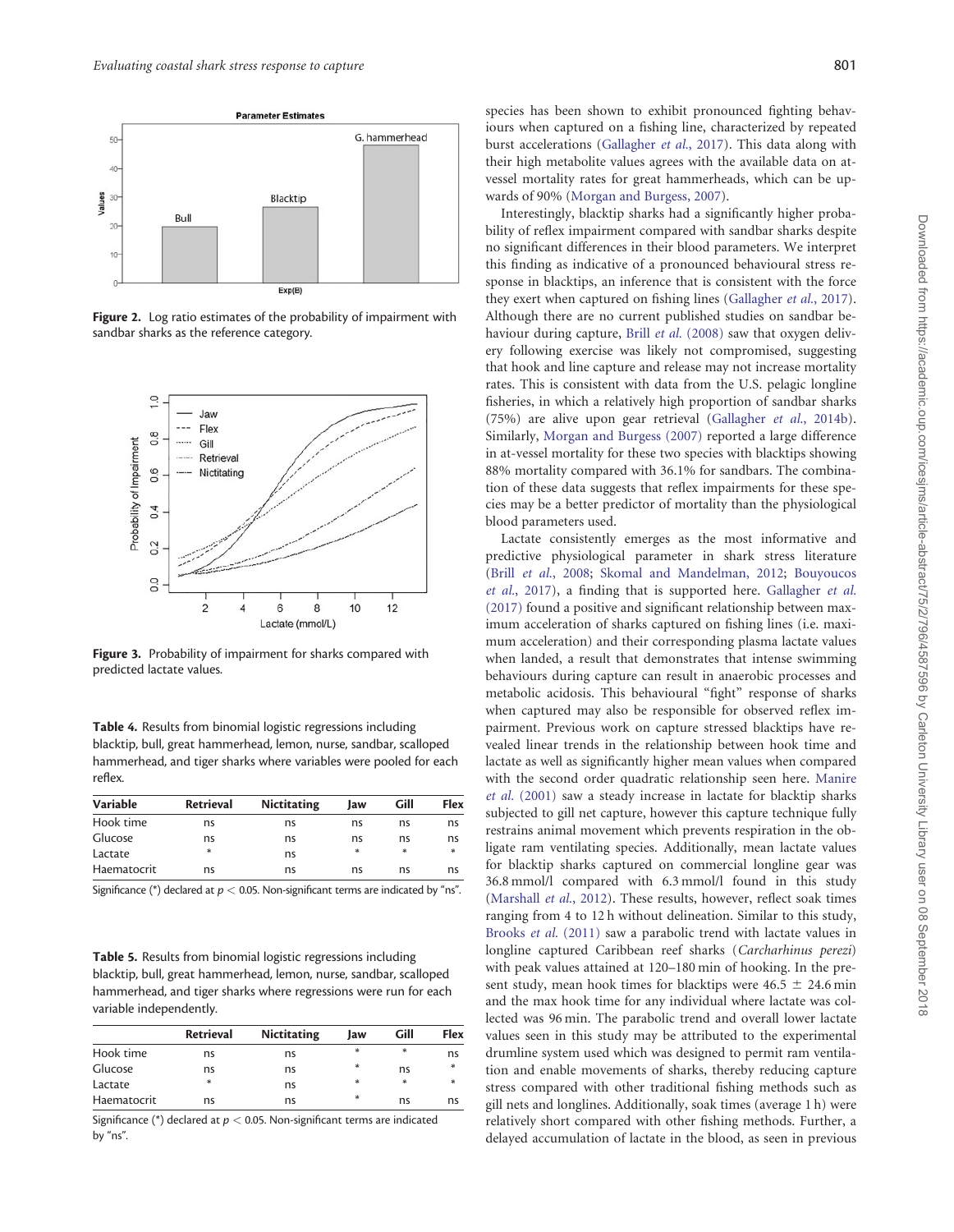Figure 2. Log ratio estimates of the probability of impairment with sandbar sharks as the reference category.

Figure 3. Probability of impairment for sharks compared with predicted lactate values.

Table 4. Results from binomial logistic regressions including blacktip, bull, great hammerhead, lemon, nurse, sandbar, scalloped hammerhead, and tiger sharks where variables were pooled for each reflex.

| Variable | Retrieval | Nictitating | Jaw | Gill | Flex |
| --- | --- | --- | --- | --- | --- |
| Hook time | ns | ns | ns | ns | ns |
| Glucose | ns | ns | ns | ns | ns |
| Lactate | * | ns | * | * | * |
| Haematocrit | ns | ns | ns | ns | ns |

Significance (*) declared at $p < 0.05$. Non-significant terms are indicated by "ns".

Table 5. Results from binomial logistic regressions including blacktip, bull, great hammerhead, lemon, nurse, sandbar, scalloped hammerhead, and tiger sharks where regressions were run for each variable independently.

| | Retrieval | Nictitating | Jaw | Gill | Flex |
| --- | --- | --- | --- | --- | --- |
| Hook time | ns | ns | * | * | ns |
| Glucose | ns | ns | * | ns | * |
| Lactate | * | ns | * | * | * |
| Haematocrit | ns | ns | * | ns | ns |

Significance (*) declared at $p < 0.05$. Non-significant terms are indicated by "ns".

species has been shown to exhibit pronounced fighting behaviours when captured on a fishing line, characterized by repeated burst accelerations (Gallagher *et al.*, 2017). This data along with their high metabolite values agrees with the available data on at-vessel mortality rates for great hammerheads, which can be upwards of 90% (Morgan and Burgess, 2007).

Interestingly, blacktip sharks had a significantly higher probability of reflex impairment compared with sandbar sharks despite no significant differences in their blood parameters. We interpret this finding as indicative of a pronounced behavioural stress response in blacktips, an inference that is consistent with the force they exert when captured on fishing lines (Gallagher *et al.*, 2017). Although there are no current published studies on sandbar behaviour during capture, Brill *et al.* (2008) saw that oxygen delivery following exercise was likely not compromised, suggesting that hook and line capture and release may not increase mortality rates. This is consistent with data from the U.S. pelagic longline fisheries, in which a relatively high proportion of sandbar sharks (75%) are alive upon gear retrieval (Gallagher *et al.*, 2014b). Similarly, Morgan and Burgess (2007) reported a large difference in at-vessel mortality for these two species with blacktips showing 88% mortality compared with 36.1% for sandbars. The combination of these data suggests that reflex impairments for these species may be a better predictor of mortality than the physiological blood parameters used.

Lactate consistently emerges as the most informative and predictive physiological parameter in shark stress literature (Brill *et al.*, 2008; Skomal and Mandelman, 2012; Bouyoucos *et al.*, 2017), a finding that is supported here. Gallagher *et al.* (2017) found a positive and significant relationship between maximum acceleration of sharks captured on fishing lines (i.e. maximum acceleration) and their corresponding plasma lactate values when landed, a result that demonstrates that intense swimming behaviours during capture can result in anaerobic processes and metabolic acidosis. This behavioural "fight" response of sharks when captured may also be responsible for observed reflex impairment. Previous work on capture stressed blacktips have revealed linear trends in the relationship between hook time and lactate as well as significantly higher mean values when compared with the second order quadratic relationship seen here. Manire *et al.* (2001) saw a steady increase in lactate for blacktip sharks subjected to gill net capture, however this capture technique fully restrains animal movement which prevents respiration in the obligate ram ventilating species. Additionally, mean lactate values for blacktip sharks captured on commercial longline gear was 36.8 mmol/l compared with 6.3 mmol/l found in this study (Marshall *et al.*, 2012). These results, however, reflect soak times ranging from 4 to 12 h without delineation. Similar to this study, Brooks *et al.* (2011) saw a parabolic trend with lactate values in longline captured Caribbean reef sharks (*Carcharhinus perezi*) with peak values attained at 120–180 min of hooking. In the present study, mean hook times for blacktips were 46.5 ± 24.6 min and the max hook time for any individual where lactate was collected was 96 min. The parabolic trend and overall lower lactate values seen in this study may be attributed to the experimental drumline system used which was designed to permit ram ventilation and enable movements of sharks, thereby reducing capture stress compared with other traditional fishing methods such as gill nets and longlines. Additionally, soak times (average 1 h) were relatively short compared with other fishing methods. Further, a delayed accumulation of lactate in the blood, as seen in previous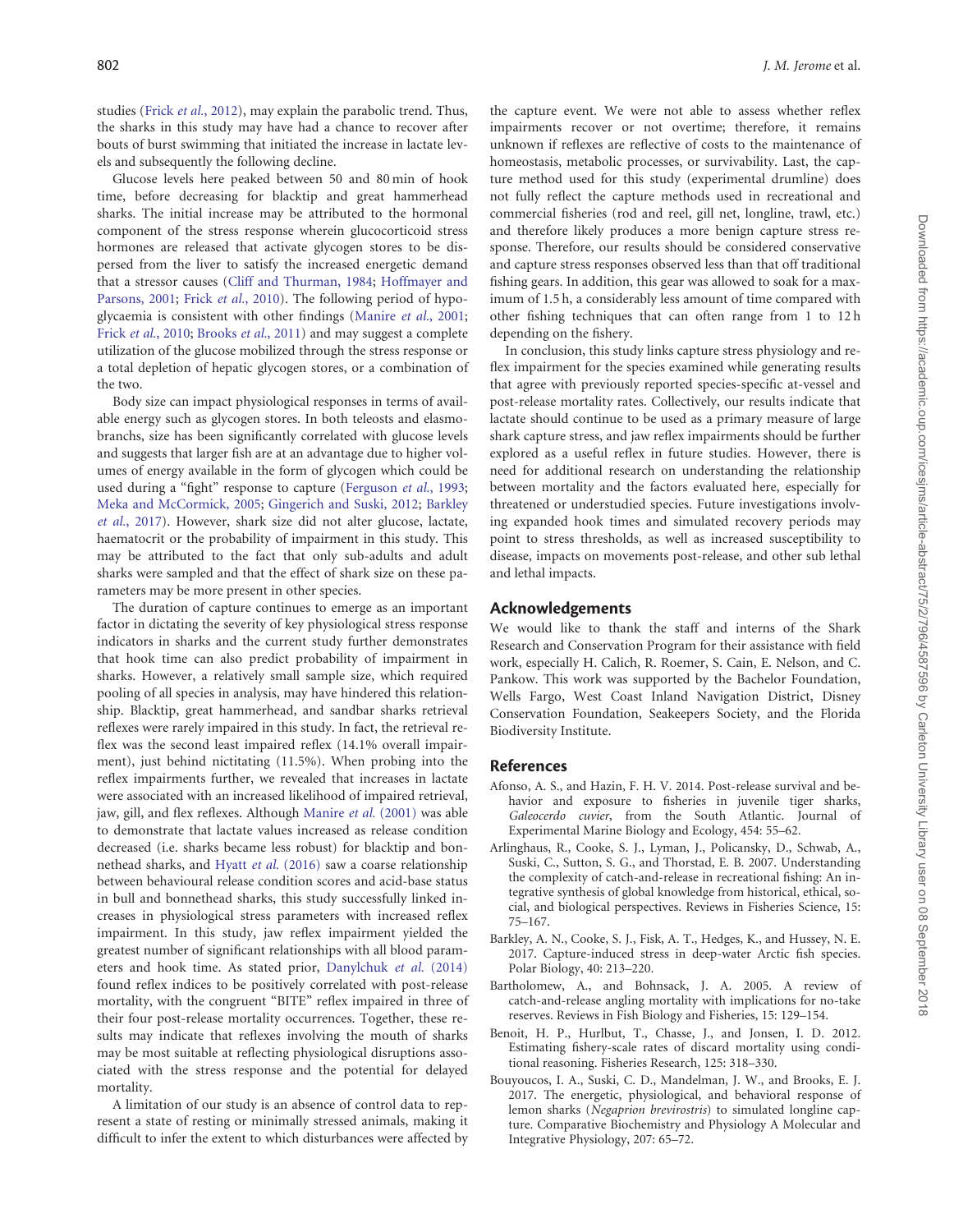studies (Frick *et al.*, 2012), may explain the parabolic trend. Thus, the sharks in this study may have had a chance to recover after bouts of burst swimming that initiated the increase in lactate levels and subsequently the following decline.

Glucose levels here peaked between 50 and 80 min of hook time, before decreasing for blacktip and great hammerhead sharks. The initial increase may be attributed to the hormonal component of the stress response wherein glucocorticoid stress hormones are released that activate glycogen stores to be dispersed from the liver to satisfy the increased energetic demand that a stressor causes (Cliff and Thurman, 1984; Hoffmayer and Parsons, 2001; Frick *et al.*, 2010). The following period of hypoglycaemia is consistent with other findings (Manire *et al.*, 2001; Frick *et al.*, 2010; Brooks *et al.*, 2011) and may suggest a complete utilization of the glucose mobilized through the stress response or a total depletion of hepatic glycogen stores, or a combination of the two.

Body size can impact physiological responses in terms of available energy such as glycogen stores. In both teleosts and elasmobranchs, size has been significantly correlated with glucose levels and suggests that larger fish are at an advantage due to higher volumes of energy available in the form of glycogen which could be used during a "fight" response to capture (Ferguson *et al.*, 1993; Meka and McCormick, 2005; Gingerich and Suski, 2012; Barkley *et al.*, 2017). However, shark size did not alter glucose, lactate, haematocrit or the probability of impairment in this study. This may be attributed to the fact that only sub-adults and adult sharks were sampled and that the effect of shark size on these parameters may be more present in other species.

The duration of capture continues to emerge as an important factor in dictating the severity of key physiological stress response indicators in sharks and the current study further demonstrates that hook time can also predict probability of impairment in sharks. However, a relatively small sample size, which required pooling of all species in analysis, may have hindered this relationship. Blacktip, great hammerhead, and sandbar sharks retrieval reflexes were rarely impaired in this study. In fact, the retrieval reflex was the second least impaired reflex (14.1% overall impairment), just behind nictitating (11.5%). When probing into the reflex impairments further, we revealed that increases in lactate were associated with an increased likelihood of impaired retrieval, jaw, gill, and flex reflexes. Although Manire *et al.* (2001) was able to demonstrate that lactate values increased as release condition decreased (i.e. sharks became less robust) for blacktip and bonnethead sharks, and Hyatt *et al.* (2016) saw a coarse relationship between behavioural release condition scores and acid-base status in bull and bonnethead sharks, this study successfully linked increases in physiological stress parameters with increased reflex impairment. In this study, jaw reflex impairment yielded the greatest number of significant relationships with all blood parameters and hook time. As stated prior, Danylchuk *et al.* (2014) found reflex indices to be positively correlated with post-release mortality, with the congruent "BITE" reflex impaired in three of their four post-release mortality occurrences. Together, these results may indicate that reflexes involving the mouth of sharks may be most suitable at reflecting physiological disruptions associated with the stress response and the potential for delayed mortality.

A limitation of our study is an absence of control data to represent a state of resting or minimally stressed animals, making it difficult to infer the extent to which disturbances were affected by the capture event. We were not able to assess whether reflex impairments recover or not overtime; therefore, it remains unknown if reflexes are reflective of costs to the maintenance of homeostasis, metabolic processes, or survivability. Last, the capture method used for this study (experimental drumline) does not fully reflect the capture methods used in recreational and commercial fisheries (rod and reel, gill net, longline, trawl, etc.) and therefore likely produces a more benign capture stress response. Therefore, our results should be considered conservative and capture stress responses observed less than that off traditional fishing gears. In addition, this gear was allowed to soak for a maximum of 1.5 h, a considerably less amount of time compared with other fishing techniques that can often range from 1 to 12 h depending on the fishery.

In conclusion, this study links capture stress physiology and reflex impairment for the species examined while generating results that agree with previously reported species-specific at-vessel and post-release mortality rates. Collectively, our results indicate that lactate should continue to be used as a primary measure of large shark capture stress, and jaw reflex impairments should be further explored as a useful reflex in future studies. However, there is need for additional research on understanding the relationship between mortality and the factors evaluated here, especially for threatened or understudied species. Future investigations involving expanded hook times and simulated recovery periods may point to stress thresholds, as well as increased susceptibility to disease, impacts on movements post-release, and other sub lethal and lethal impacts.

## Acknowledgements

We would like to thank the staff and interns of the Shark Research and Conservation Program for their assistance with field work, especially H. Calich, R. Roemer, S. Cain, E. Nelson, and C. Pankow. This work was supported by the Bachelor Foundation, Wells Fargo, West Coast Inland Navigation District, Disney Conservation Foundation, Seakeepers Society, and the Florida Biodiversity Institute.

## References

Afonso, A. S., and Hazin, F. H. V. 2014. Post-release survival and behavior and exposure to fisheries in juvenile tiger sharks, *Galeocerdo cuvier*, from the South Atlantic. Journal of Experimental Marine Biology and Ecology, 454: 55–62.

Arlinghaus, R., Cooke, S. J., Lyman, J., Policansky, D., Schwab, A., Suski, C., Sutton, S. G., and Thorstad, E. B. 2007. Understanding the complexity of catch-and-release in recreational fishing: An integrative synthesis of global knowledge from historical, ethical, social, and biological perspectives. Reviews in Fisheries Science, 15: 75–167.

Barkley, A. N., Cooke, S. J., Fisk, A. T., Hedges, K., and Hussey, N. E. 2017. Capture-induced stress in deep-water Arctic fish species. Polar Biology, 40: 213–220.

Bartholomew, A., and Bohnsack, J. A. 2005. A review of catch-and-release angling mortality with implications for no-take reserves. Reviews in Fish Biology and Fisheries, 15: 129–154.

Benoit, H. P., Hurlbut, T., Chasse, J., and Jonsen, I. D. 2012. Estimating fishery-scale rates of discard mortality using conditional reasoning. Fisheries Research, 125: 318–330.

Bouyoucos, I. A., Suski, C. D., Mandelman, J. W., and Brooks, E. J. 2017. The energetic, physiological, and behavioral response of lemon sharks (*Negaprion brevirostris*) to simulated longline capture. Comparative Biochemistry and Physiology A Molecular and Integrative Physiology, 207: 65–72.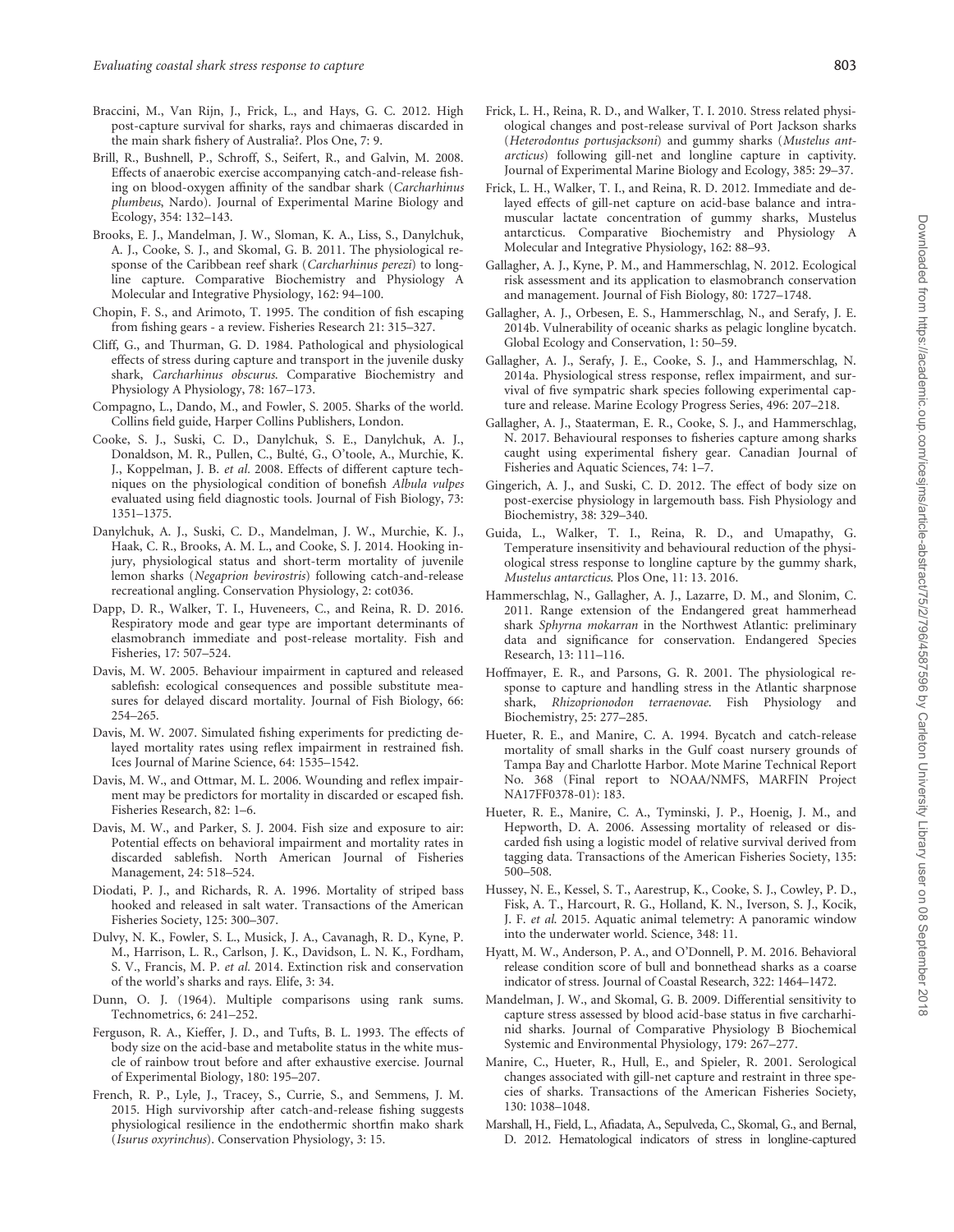Braccini, M., Van Rijn, J., Frick, L., and Hays, G. C. 2012. High post-capture survival for sharks, rays and chimaeras discarded in the main shark fishery of Australia?. Plos One, 7: 9.

Brill, R., Bushnell, P., Schroff, S., Seifert, R., and Galvin, M. 2008. Effects of anaerobic exercise accompanying catch-and-release fishing on blood-oxygen affinity of the sandbar shark (*Carcharhinus plumbeus*, Nardo). Journal of Experimental Marine Biology and Ecology, 354: 132–143.

Brooks, E. J., Mandelman, J. W., Sloman, K. A., Liss, S., Danylchuk, A. J., Cooke, S. J., and Skomal, G. B. 2011. The physiological response of the Caribbean reef shark (*Carcharhinus perezi*) to longline capture. Comparative Biochemistry and Physiology A Molecular and Integrative Physiology, 162: 94–100.

Chopin, F. S., and Arimoto, T. 1995. The condition of fish escaping from fishing gears - a review. Fisheries Research 21: 315–327.

Cliff, G., and Thurman, G. D. 1984. Pathological and physiological effects of stress during capture and transport in the juvenile dusky shark, *Carcharhinus obscurus*. Comparative Biochemistry and Physiology A Physiology, 78: 167–173.

Compagno, L., Dando, M., and Fowler, S. 2005. Sharks of the world. Collins field guide, Harper Collins Publishers, London.

Cooke, S. J., Suski, C. D., Danylchuk, S. E., Danylchuk, A. J., Donaldson, M. R., Pullen, C., Bulté, G., O'toole, A., Murchie, K. J., Koppelman, J. B. *et al.* 2008. Effects of different capture techniques on the physiological condition of bonefish *Albula vulpes* evaluated using field diagnostic tools. Journal of Fish Biology, 73: 1351–1375.

Danylchuk, A. J., Suski, C. D., Mandelman, J. W., Murchie, K. J., Haak, C. R., Brooks, A. M. L., and Cooke, S. J. 2014. Hooking injury, physiological status and short-term mortality of juvenile lemon sharks (*Negaprion bevirostris*) following catch-and-release recreational angling. Conservation Physiology, 2: cot036.

Dapp, D. R., Walker, T. I., Huveneers, C., and Reina, R. D. 2016. Respiratory mode and gear type are important determinants of elasmobranch immediate and post-release mortality. Fish and Fisheries, 17: 507–524.

Davis, M. W. 2005. Behaviour impairment in captured and released sablefish: ecological consequences and possible substitute measures for delayed discard mortality. Journal of Fish Biology, 66: 254–265.

Davis, M. W. 2007. Simulated fishing experiments for predicting delayed mortality rates using reflex impairment in restrained fish. Ices Journal of Marine Science, 64: 1535–1542.

Davis, M. W., and Ottmar, M. L. 2006. Wounding and reflex impairment may be predictors for mortality in discarded or escaped fish. Fisheries Research, 82: 1–6.

Davis, M. W., and Parker, S. J. 2004. Fish size and exposure to air: Potential effects on behavioral impairment and mortality rates in discarded sablefish. North American Journal of Fisheries Management, 24: 518–524.

Diodati, P. J., and Richards, R. A. 1996. Mortality of striped bass hooked and released in salt water. Transactions of the American Fisheries Society, 125: 300–307.

Dulvy, N. K., Fowler, S. L., Musick, J. A., Cavanagh, R. D., Kyne, P. M., Harrison, L. R., Carlson, J. K., Davidson, L. N. K., Fordham, S. V., Francis, M. P. *et al.* 2014. Extinction risk and conservation of the world's sharks and rays. Elife, 3: 34.

Dunn, O. J. (1964). Multiple comparisons using rank sums. Technometrics, 6: 241–252.

Ferguson, R. A., Kieffer, J. D., and Tufts, B. L. 1993. The effects of body size on the acid-base and metabolite status in the white muscle of rainbow trout before and after exhaustive exercise. Journal of Experimental Biology, 180: 195–207.

French, R. P., Lyle, J., Tracey, S., Currie, S., and Semmens, J. M. 2015. High survivorship after catch-and-release fishing suggests physiological resilience in the endothermic shortfin mako shark (*Isurus oxyrinchus*). Conservation Physiology, 3: 15.

Frick, L. H., Reina, R. D., and Walker, T. I. 2010. Stress related physiological changes and post-release survival of Port Jackson sharks (*Heterodontus portusjacksoni*) and gummy sharks (*Mustelus antarcticus*) following gill-net and longline capture in captivity. Journal of Experimental Marine Biology and Ecology, 385: 29–37.

Frick, L. H., Walker, T. I., and Reina, R. D. 2012. Immediate and delayed effects of gill-net capture on acid-base balance and intramuscular lactate concentration of gummy sharks, Mustelus antarcticus. Comparative Biochemistry and Physiology A Molecular and Integrative Physiology, 162: 88–93.

Gallagher, A. J., Kyne, P. M., and Hammerschlag, N. 2012. Ecological risk assessment and its application to elasmobranch conservation and management. Journal of Fish Biology, 80: 1727–1748.

Gallagher, A. J., Orbesen, E. S., Hammerschlag, N., and Serafy, J. E. 2014b. Vulnerability of oceanic sharks as pelagic longline bycatch. Global Ecology and Conservation, 1: 50–59.

Gallagher, A. J., Serafy, J. E., Cooke, S. J., and Hammerschlag, N. 2014a. Physiological stress response, reflex impairment, and survival of five sympatric shark species following experimental capture and release. Marine Ecology Progress Series, 496: 207–218.

Gallagher, A. J., Staaterman, E. R., Cooke, S. J., and Hammerschlag, N. 2017. Behavioural responses to fisheries capture among sharks caught using experimental fishery gear. Canadian Journal of Fisheries and Aquatic Sciences, 74: 1–7.

Gingerich, A. J., and Suski, C. D. 2012. The effect of body size on post-exercise physiology in largemouth bass. Fish Physiology and Biochemistry, 38: 329–340.

Guida, L., Walker, T. I., Reina, R. D., and Umapathy, G. Temperature insensitivity and behavioural reduction of the physiological stress response to longline capture by the gummy shark, *Mustelus antarcticus*. Plos One, 11: 13. 2016.

Hammerschlag, N., Gallagher, A. J., Lazarre, D. M., and Slonim, C. 2011. Range extension of the Endangered great hammerhead shark *Sphyrna mokarran* in the Northwest Atlantic: preliminary data and significance for conservation. Endangered Species Research, 13: 111–116.

Hoffmayer, E. R., and Parsons, G. R. 2001. The physiological response to capture and handling stress in the Atlantic sharpnose shark, *Rhizoprionodon terraenovae*. Fish Physiology and Biochemistry, 25: 277–285.

Hueter, R. E., and Manire, C. A. 1994. Bycatch and catch-release mortality of small sharks in the Gulf coast nursery grounds of Tampa Bay and Charlotte Harbor. Mote Marine Technical Report No. 368 (Final report to NOAA/NMFS, MARFIN Project NA17FF0378-01): 183.

Hueter, R. E., Manire, C. A., Tyminski, J. P., Hoenig, J. M., and Hepworth, D. A. 2006. Assessing mortality of released or discarded fish using a logistic model of relative survival derived from tagging data. Transactions of the American Fisheries Society, 135: 500–508.

Hussey, N. E., Kessel, S. T., Aarestrup, K., Cooke, S. J., Cowley, P. D., Fisk, A. T., Harcourt, R. G., Holland, K. N., Iverson, S. J., Kocik, J. F. *et al.* 2015. Aquatic animal telemetry: A panoramic window into the underwater world. Science, 348: 11.

Hyatt, M. W., Anderson, P. A., and O'Donnell, P. M. 2016. Behavioral release condition score of bull and bonnethead sharks as a coarse indicator of stress. Journal of Coastal Research, 322: 1464–1472.

Mandelman, J. W., and Skomal, G. B. 2009. Differential sensitivity to capture stress assessed by blood acid-base status in five carcharhinid sharks. Journal of Comparative Physiology B Biochemical Systemic and Environmental Physiology, 179: 267–277.

Manire, C., Hueter, R., Hull, E., and Spieler, R. 2001. Serological changes associated with gill-net capture and restraint in three species of sharks. Transactions of the American Fisheries Society, 130: 1038–1048.

Marshall, H., Field, L., Afiadata, A., Sepulveda, C., Skomal, G., and Bernal, D. 2012. Hematological indicators of stress in longline-captured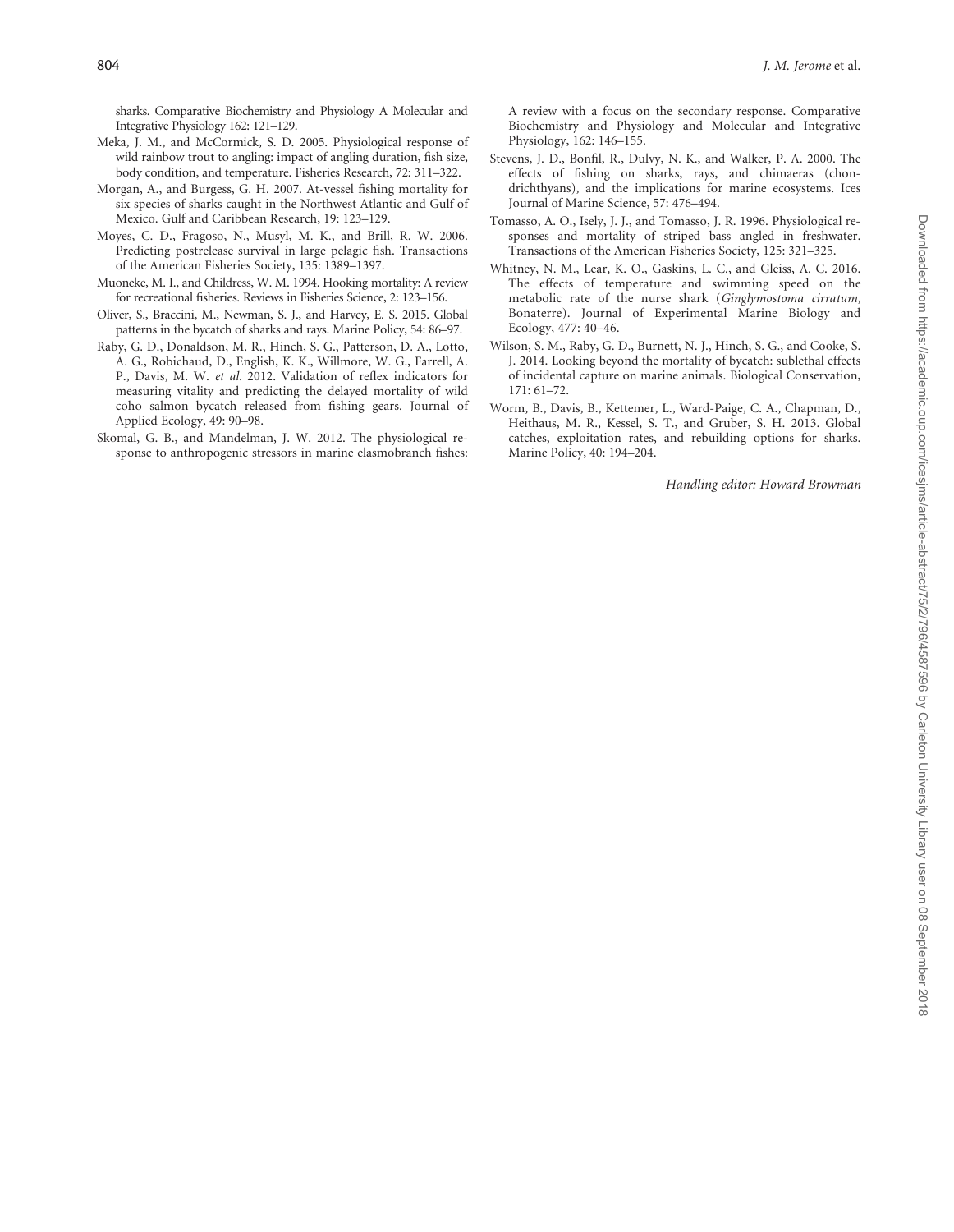sharks. Comparative Biochemistry and Physiology A Molecular and Integrative Physiology 162: 121–129.

Meka, J. M., and McCormick, S. D. 2005. Physiological response of wild rainbow trout to angling: impact of angling duration, fish size, body condition, and temperature. Fisheries Research, 72: 311–322.

Morgan, A., and Burgess, G. H. 2007. At-vessel fishing mortality for six species of sharks caught in the Northwest Atlantic and Gulf of Mexico. Gulf and Caribbean Research, 19: 123–129.

Moyes, C. D., Fragoso, N., Musyl, M. K., and Brill, R. W. 2006. Predicting postrelease survival in large pelagic fish. Transactions of the American Fisheries Society, 135: 1389–1397.

Muoneke, M. I., and Childress, W. M. 1994. Hooking mortality: A review for recreational fisheries. Reviews in Fisheries Science, 2: 123–156.

Oliver, S., Braccini, M., Newman, S. J., and Harvey, E. S. 2015. Global patterns in the bycatch of sharks and rays. Marine Policy, 54: 86–97.

Raby, G. D., Donaldson, M. R., Hinch, S. G., Patterson, D. A., Lotto, A. G., Robichaud, D., English, K. K., Willmore, W. G., Farrell, A. P., Davis, M. W. *et al.* 2012. Validation of reflex indicators for measuring vitality and predicting the delayed mortality of wild coho salmon bycatch released from fishing gears. Journal of Applied Ecology, 49: 90–98.

Skomal, G. B., and Mandelman, J. W. 2012. The physiological response to anthropogenic stressors in marine elasmobranch fishes: A review with a focus on the secondary response. Comparative Biochemistry and Physiology and Molecular and Integrative Physiology, 162: 146–155.

Stevens, J. D., Bonfil, R., Dulvy, N. K., and Walker, P. A. 2000. The effects of fishing on sharks, rays, and chimaeras (chondrichthyans), and the implications for marine ecosystems. Ices Journal of Marine Science, 57: 476–494.

Tomasso, A. O., Isely, J. J., and Tomasso, J. R. 1996. Physiological responses and mortality of striped bass angled in freshwater. Transactions of the American Fisheries Society, 125: 321–325.

Whitney, N. M., Lear, K. O., Gaskins, L. C., and Gleiss, A. C. 2016. The effects of temperature and swimming speed on the metabolic rate of the nurse shark (*Ginglymostoma cirratum*, Bonaterre). Journal of Experimental Marine Biology and Ecology, 477: 40–46.

Wilson, S. M., Raby, G. D., Burnett, N. J., Hinch, S. G., and Cooke, S. J. 2014. Looking beyond the mortality of bycatch: sublethal effects of incidental capture on marine animals. Biological Conservation, 171: 61–72.

Worm, B., Davis, B., Kettemer, L., Ward-Paige, C. A., Chapman, D., Heithaus, M. R., Kessel, S. T., and Gruber, S. H. 2013. Global catches, exploitation rates, and rebuilding options for sharks. Marine Policy, 40: 194–204.

*Handling editor: Howard Browman*